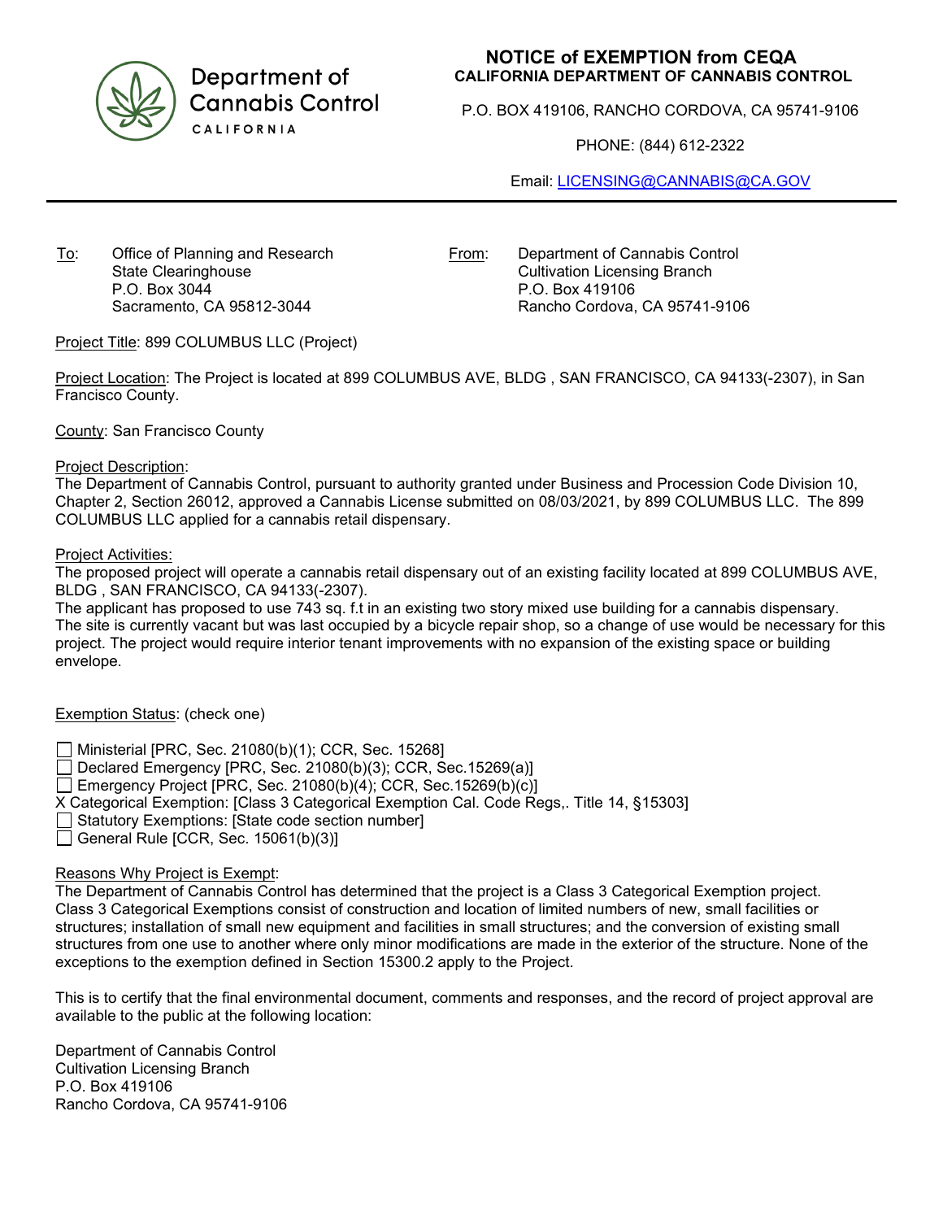Department of Cannabis Control
CALIFORNIA

# NOTICE of EXEMPTION from CEQA

**CALIFORNIA DEPARTMENT OF CANNABIS CONTROL**

P.O. BOX 419106, RANCHO CORDOVA, CA 95741-9106

PHONE: (844) 612-2322

Email: LICENSING@CANNABIS@CA.GOV

---

To: Office of Planning and Research
State Clearinghouse
P.O. Box 3044
Sacramento, CA 95812-3044

From: Department of Cannabis Control
Cultivation Licensing Branch
P.O. Box 419106
Rancho Cordova, CA 95741-9106

Project Title: 899 COLUMBUS LLC (Project)

Project Location: The Project is located at 899 COLUMBUS AVE, BLDG , SAN FRANCISCO, CA 94133(-2307), in San Francisco County.

County: San Francisco County

Project Description:
The Department of Cannabis Control, pursuant to authority granted under Business and Procession Code Division 10, Chapter 2, Section 26012, approved a Cannabis License submitted on 08/03/2021, by 899 COLUMBUS LLC. The 899 COLUMBUS LLC applied for a cannabis retail dispensary.

Project Activities:
The proposed project will operate a cannabis retail dispensary out of an existing facility located at 899 COLUMBUS AVE, BLDG , SAN FRANCISCO, CA 94133(-2307).
The applicant has proposed to use 743 sq. f.t in an existing two story mixed use building for a cannabis dispensary. The site is currently vacant but was last occupied by a bicycle repair shop, so a change of use would be necessary for this project. The project would require interior tenant improvements with no expansion of the existing space or building envelope.

Exemption Status: (check one)

- ☐ Ministerial [PRC, Sec. 21080(b)(1); CCR, Sec. 15268]
- ☐ Declared Emergency [PRC, Sec. 21080(b)(3); CCR, Sec.15269(a)]
- ☐ Emergency Project [PRC, Sec. 21080(b)(4); CCR, Sec.15269(b)(c)]
- X Categorical Exemption: [Class 3 Categorical Exemption Cal. Code Regs,. Title 14, §15303]
- ☐ Statutory Exemptions: [State code section number]
- ☐ General Rule [CCR, Sec. 15061(b)(3)]

Reasons Why Project is Exempt:
The Department of Cannabis Control has determined that the project is a Class 3 Categorical Exemption project. Class 3 Categorical Exemptions consist of construction and location of limited numbers of new, small facilities or structures; installation of small new equipment and facilities in small structures; and the conversion of existing small structures from one use to another where only minor modifications are made in the exterior of the structure. None of the exceptions to the exemption defined in Section 15300.2 apply to the Project.

This is to certify that the final environmental document, comments and responses, and the record of project approval are available to the public at the following location:

Department of Cannabis Control
Cultivation Licensing Branch
P.O. Box 419106
Rancho Cordova, CA 95741-9106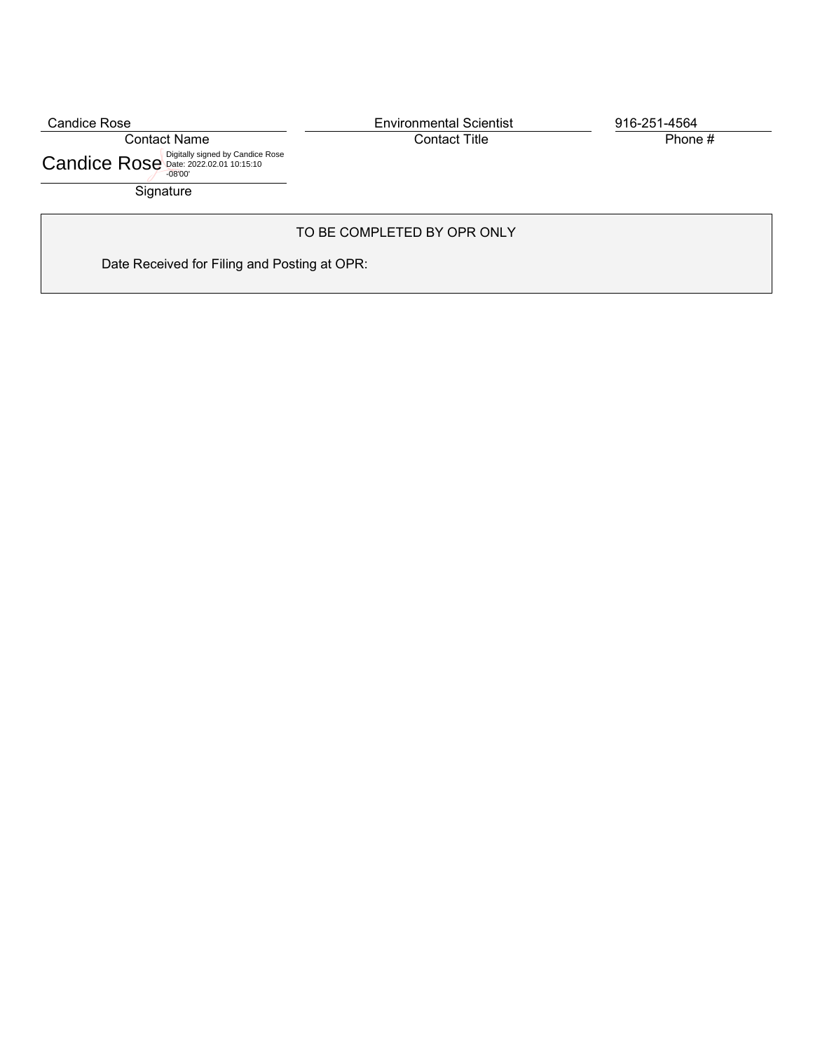| | | |
|---|---|---|
| Candice Rose | Environmental Scientist | 916-251-4564 |
| Contact Name | Contact Title | Phone # |

Candice Rose Digitally signed by Candice Rose Date: 2022.02.01 10:15:10 -08'00'

Signature

TO BE COMPLETED BY OPR ONLY

Date Received for Filing and Posting at OPR: